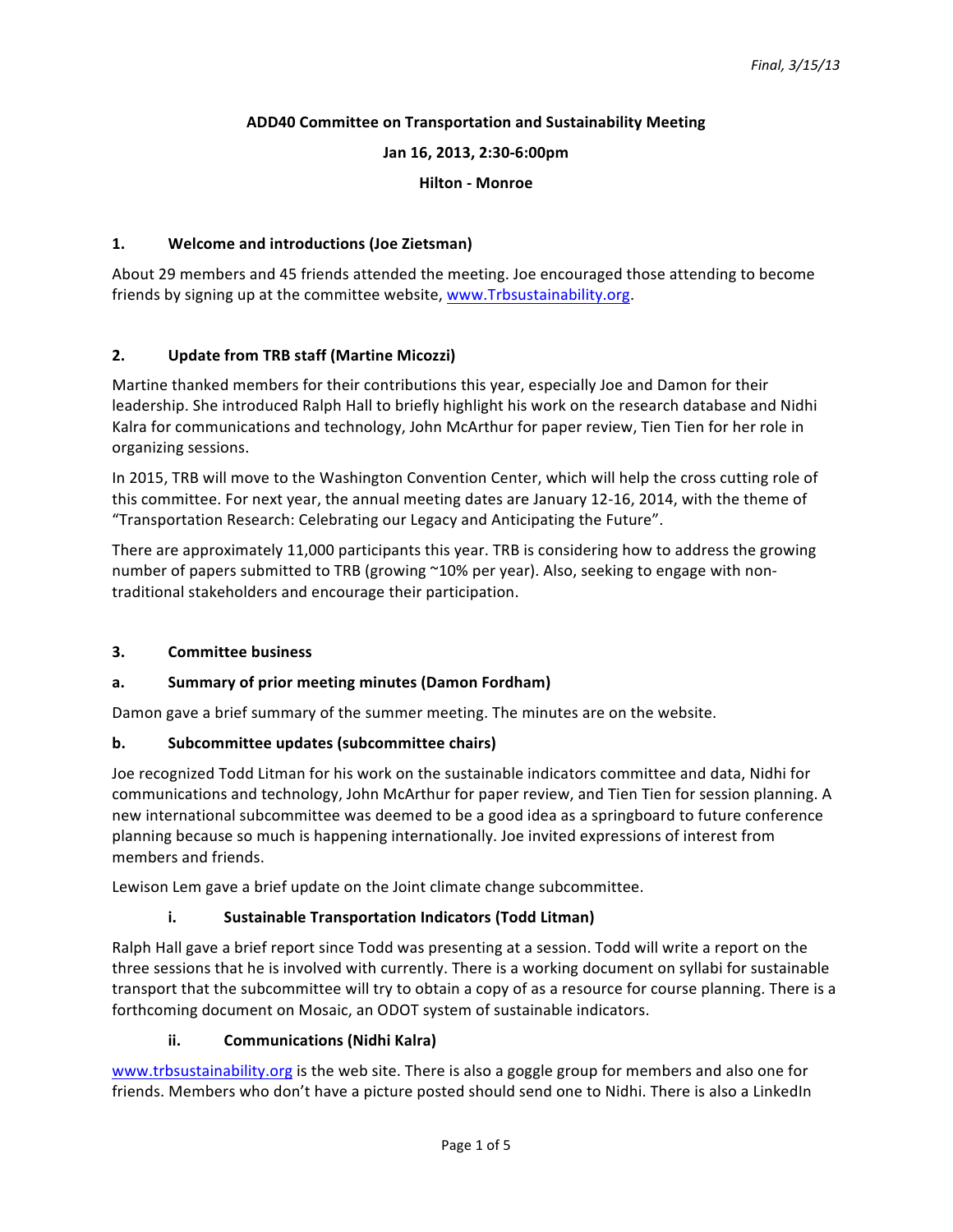*Final, 3/15/13*

**ADD40 Committee on Transportation and Sustainability Meeting**

**Jan 16, 2013, 2:30-6:00pm**

**Hilton - Monroe**

## 1. Welcome and introductions (Joe Zietsman)

About 29 members and 45 friends attended the meeting. Joe encouraged those attending to become friends by signing up at the committee website, www.Trbsustainability.org.

## 2. Update from TRB staff (Martine Micozzi)

Martine thanked members for their contributions this year, especially Joe and Damon for their leadership. She introduced Ralph Hall to briefly highlight his work on the research database and Nidhi Kalra for communications and technology, John McArthur for paper review, Tien Tien for her role in organizing sessions.

In 2015, TRB will move to the Washington Convention Center, which will help the cross cutting role of this committee. For next year, the annual meeting dates are January 12-16, 2014, with the theme of "Transportation Research: Celebrating our Legacy and Anticipating the Future".

There are approximately 11,000 participants this year. TRB is considering how to address the growing number of papers submitted to TRB (growing ~10% per year). Also, seeking to engage with non-traditional stakeholders and encourage their participation.

## 3. Committee business

### a. Summary of prior meeting minutes (Damon Fordham)

Damon gave a brief summary of the summer meeting. The minutes are on the website.

### b. Subcommittee updates (subcommittee chairs)

Joe recognized Todd Litman for his work on the sustainable indicators committee and data, Nidhi for communications and technology, John McArthur for paper review, and Tien Tien for session planning. A new international subcommittee was deemed to be a good idea as a springboard to future conference planning because so much is happening internationally. Joe invited expressions of interest from members and friends.

Lewison Lem gave a brief update on the Joint climate change subcommittee.

#### i. Sustainable Transportation Indicators (Todd Litman)

Ralph Hall gave a brief report since Todd was presenting at a session. Todd will write a report on the three sessions that he is involved with currently. There is a working document on syllabi for sustainable transport that the subcommittee will try to obtain a copy of as a resource for course planning. There is a forthcoming document on Mosaic, an ODOT system of sustainable indicators.

#### ii. Communications (Nidhi Kalra)

www.trbsustainability.org is the web site. There is also a goggle group for members and also one for friends. Members who don't have a picture posted should send one to Nidhi. There is also a LinkedIn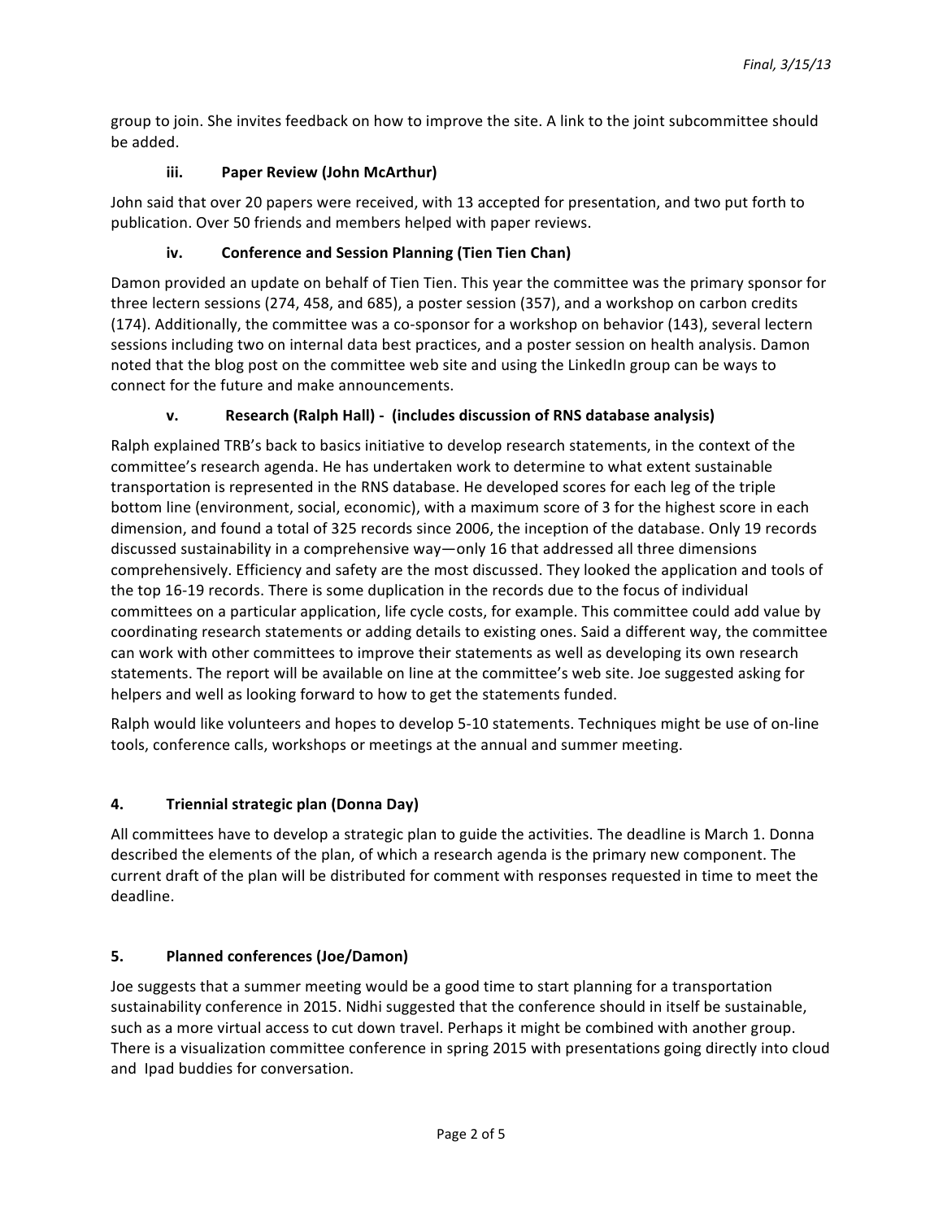group to join. She invites feedback on how to improve the site. A link to the joint subcommittee should be added.

### iii. Paper Review (John McArthur)

John said that over 20 papers were received, with 13 accepted for presentation, and two put forth to publication. Over 50 friends and members helped with paper reviews.

### iv. Conference and Session Planning (Tien Tien Chan)

Damon provided an update on behalf of Tien Tien. This year the committee was the primary sponsor for three lectern sessions (274, 458, and 685), a poster session (357), and a workshop on carbon credits (174). Additionally, the committee was a co-sponsor for a workshop on behavior (143), several lectern sessions including two on internal data best practices, and a poster session on health analysis. Damon noted that the blog post on the committee web site and using the LinkedIn group can be ways to connect for the future and make announcements.

### v. Research (Ralph Hall) - (includes discussion of RNS database analysis)

Ralph explained TRB's back to basics initiative to develop research statements, in the context of the committee's research agenda. He has undertaken work to determine to what extent sustainable transportation is represented in the RNS database. He developed scores for each leg of the triple bottom line (environment, social, economic), with a maximum score of 3 for the highest score in each dimension, and found a total of 325 records since 2006, the inception of the database. Only 19 records discussed sustainability in a comprehensive way—only 16 that addressed all three dimensions comprehensively. Efficiency and safety are the most discussed. They looked the application and tools of the top 16-19 records. There is some duplication in the records due to the focus of individual committees on a particular application, life cycle costs, for example. This committee could add value by coordinating research statements or adding details to existing ones. Said a different way, the committee can work with other committees to improve their statements as well as developing its own research statements. The report will be available on line at the committee's web site. Joe suggested asking for helpers and well as looking forward to how to get the statements funded.

Ralph would like volunteers and hopes to develop 5-10 statements. Techniques might be use of on-line tools, conference calls, workshops or meetings at the annual and summer meeting.

## 4. Triennial strategic plan (Donna Day)

All committees have to develop a strategic plan to guide the activities. The deadline is March 1. Donna described the elements of the plan, of which a research agenda is the primary new component. The current draft of the plan will be distributed for comment with responses requested in time to meet the deadline.

## 5. Planned conferences (Joe/Damon)

Joe suggests that a summer meeting would be a good time to start planning for a transportation sustainability conference in 2015. Nidhi suggested that the conference should in itself be sustainable, such as a more virtual access to cut down travel. Perhaps it might be combined with another group. There is a visualization committee conference in spring 2015 with presentations going directly into cloud and Ipad buddies for conversation.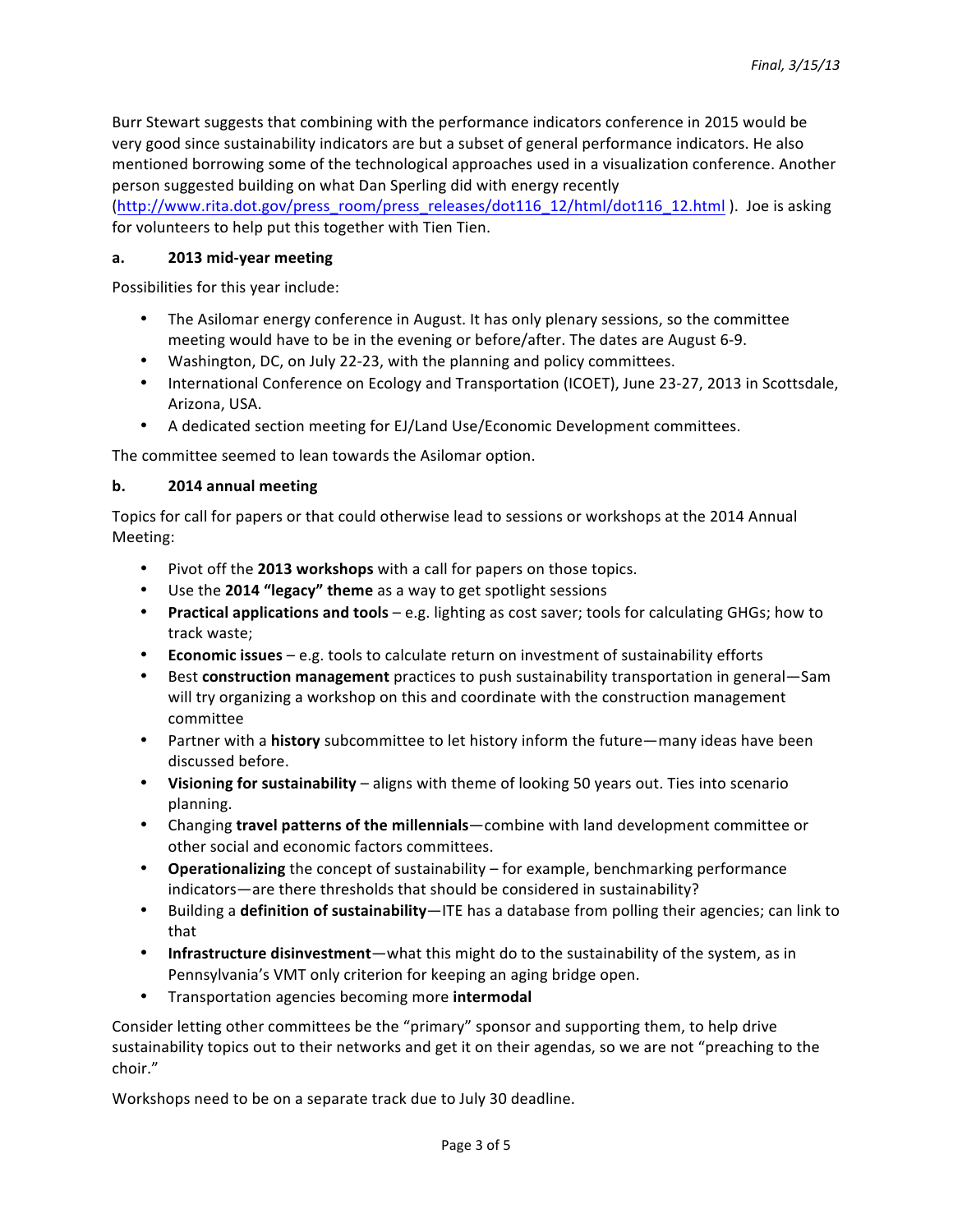Burr Stewart suggests that combining with the performance indicators conference in 2015 would be very good since sustainability indicators are but a subset of general performance indicators. He also mentioned borrowing some of the technological approaches used in a visualization conference. Another person suggested building on what Dan Sperling did with energy recently (http://www.rita.dot.gov/press_room/press_releases/dot116_12/html/dot116_12.html ). Joe is asking for volunteers to help put this together with Tien Tien.

**a. 2013 mid-year meeting**

Possibilities for this year include:

- The Asilomar energy conference in August. It has only plenary sessions, so the committee meeting would have to be in the evening or before/after. The dates are August 6-9.
- Washington, DC, on July 22-23, with the planning and policy committees.
- International Conference on Ecology and Transportation (ICOET), June 23-27, 2013 in Scottsdale, Arizona, USA.
- A dedicated section meeting for EJ/Land Use/Economic Development committees.

The committee seemed to lean towards the Asilomar option.

**b. 2014 annual meeting**

Topics for call for papers or that could otherwise lead to sessions or workshops at the 2014 Annual Meeting:

- Pivot off the **2013 workshops** with a call for papers on those topics.
- Use the **2014 "legacy" theme** as a way to get spotlight sessions
- **Practical applications and tools** – e.g. lighting as cost saver; tools for calculating GHGs; how to track waste;
- **Economic issues** – e.g. tools to calculate return on investment of sustainability efforts
- Best **construction management** practices to push sustainability transportation in general—Sam will try organizing a workshop on this and coordinate with the construction management committee
- Partner with a **history** subcommittee to let history inform the future—many ideas have been discussed before.
- **Visioning for sustainability** – aligns with theme of looking 50 years out. Ties into scenario planning.
- Changing **travel patterns of the millennials**—combine with land development committee or other social and economic factors committees.
- **Operationalizing** the concept of sustainability – for example, benchmarking performance indicators—are there thresholds that should be considered in sustainability?
- Building a **definition of sustainability**—ITE has a database from polling their agencies; can link to that
- **Infrastructure disinvestment**—what this might do to the sustainability of the system, as in Pennsylvania's VMT only criterion for keeping an aging bridge open.
- Transportation agencies becoming more **intermodal**

Consider letting other committees be the "primary" sponsor and supporting them, to help drive sustainability topics out to their networks and get it on their agendas, so we are not "preaching to the choir."

Workshops need to be on a separate track due to July 30 deadline.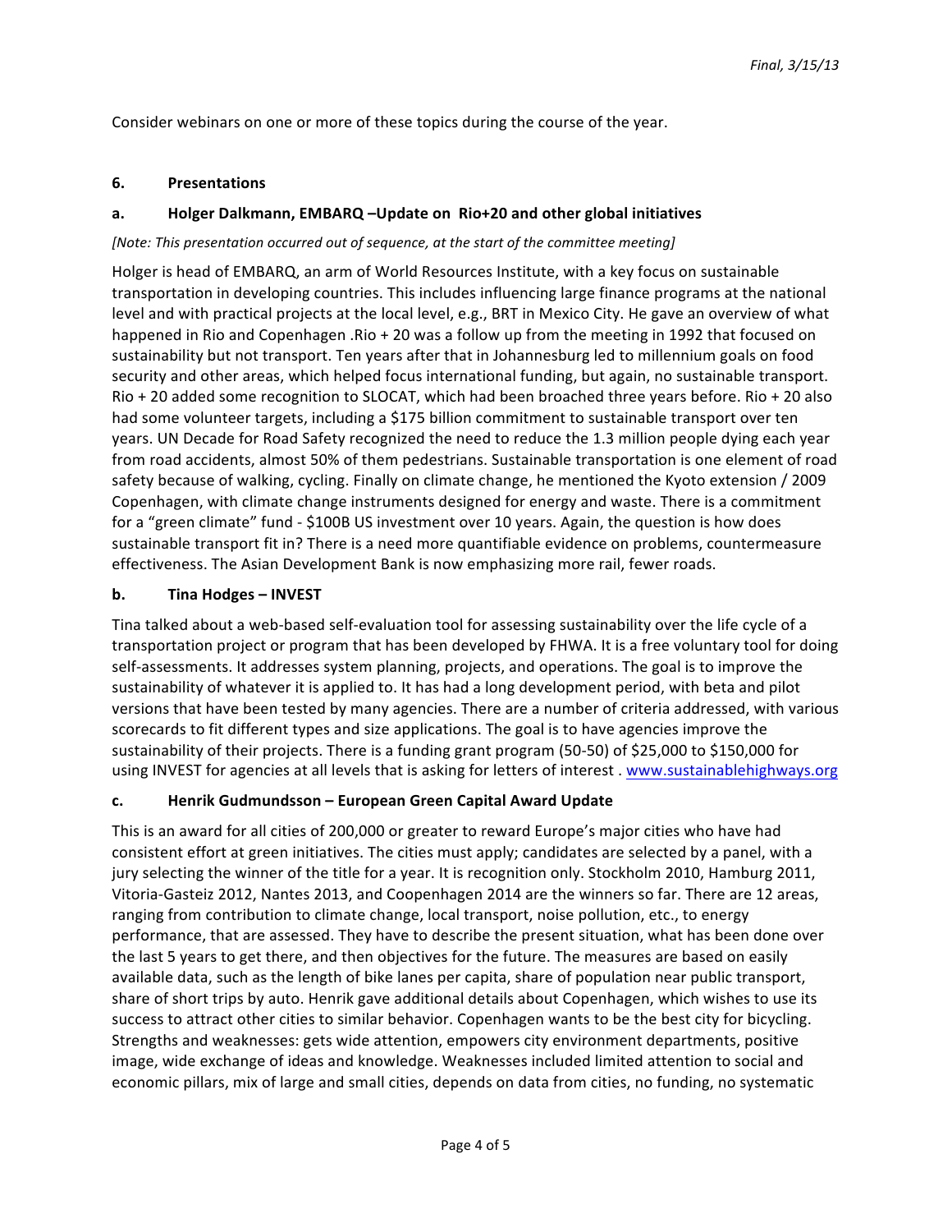Consider webinars on one or more of these topics during the course of the year.

## 6. Presentations

### a. Holger Dalkmann, EMBARQ –Update on Rio+20 and other global initiatives

*[Note: This presentation occurred out of sequence, at the start of the committee meeting]*

Holger is head of EMBARQ, an arm of World Resources Institute, with a key focus on sustainable transportation in developing countries. This includes influencing large finance programs at the national level and with practical projects at the local level, e.g., BRT in Mexico City. He gave an overview of what happened in Rio and Copenhagen .Rio + 20 was a follow up from the meeting in 1992 that focused on sustainability but not transport. Ten years after that in Johannesburg led to millennium goals on food security and other areas, which helped focus international funding, but again, no sustainable transport. Rio + 20 added some recognition to SLOCAT, which had been broached three years before. Rio + 20 also had some volunteer targets, including a $175 billion commitment to sustainable transport over ten years. UN Decade for Road Safety recognized the need to reduce the 1.3 million people dying each year from road accidents, almost 50% of them pedestrians. Sustainable transportation is one element of road safety because of walking, cycling. Finally on climate change, he mentioned the Kyoto extension / 2009 Copenhagen, with climate change instruments designed for energy and waste. There is a commitment for a "green climate" fund - $100B US investment over 10 years. Again, the question is how does sustainable transport fit in? There is a need more quantifiable evidence on problems, countermeasure effectiveness. The Asian Development Bank is now emphasizing more rail, fewer roads.

### b. Tina Hodges – INVEST

Tina talked about a web-based self-evaluation tool for assessing sustainability over the life cycle of a transportation project or program that has been developed by FHWA. It is a free voluntary tool for doing self-assessments. It addresses system planning, projects, and operations. The goal is to improve the sustainability of whatever it is applied to. It has had a long development period, with beta and pilot versions that have been tested by many agencies. There are a number of criteria addressed, with various scorecards to fit different types and size applications. The goal is to have agencies improve the sustainability of their projects. There is a funding grant program (50-50) of $25,000 to $150,000 for using INVEST for agencies at all levels that is asking for letters of interest . www.sustainablehighways.org

### c. Henrik Gudmundsson – European Green Capital Award Update

This is an award for all cities of 200,000 or greater to reward Europe's major cities who have had consistent effort at green initiatives. The cities must apply; candidates are selected by a panel, with a jury selecting the winner of the title for a year. It is recognition only. Stockholm 2010, Hamburg 2011, Vitoria-Gasteiz 2012, Nantes 2013, and Coopenhagen 2014 are the winners so far. There are 12 areas, ranging from contribution to climate change, local transport, noise pollution, etc., to energy performance, that are assessed. They have to describe the present situation, what has been done over the last 5 years to get there, and then objectives for the future. The measures are based on easily available data, such as the length of bike lanes per capita, share of population near public transport, share of short trips by auto. Henrik gave additional details about Copenhagen, which wishes to use its success to attract other cities to similar behavior. Copenhagen wants to be the best city for bicycling. Strengths and weaknesses: gets wide attention, empowers city environment departments, positive image, wide exchange of ideas and knowledge. Weaknesses included limited attention to social and economic pillars, mix of large and small cities, depends on data from cities, no funding, no systematic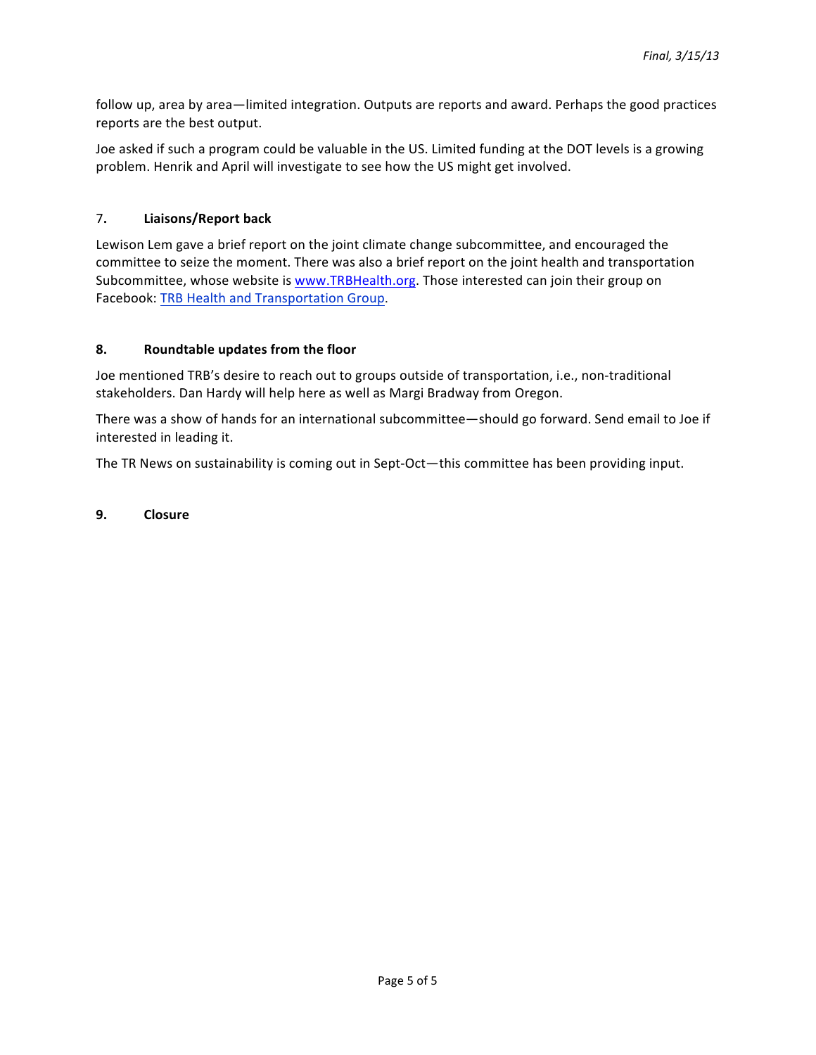follow up, area by area—limited integration. Outputs are reports and award. Perhaps the good practices reports are the best output.

Joe asked if such a program could be valuable in the US. Limited funding at the DOT levels is a growing problem. Henrik and April will investigate to see how the US might get involved.

## 7. Liaisons/Report back

Lewison Lem gave a brief report on the joint climate change subcommittee, and encouraged the committee to seize the moment. There was also a brief report on the joint health and transportation Subcommittee, whose website is [www.TRBHealth.org](www.TRBHealth.org). Those interested can join their group on Facebook: TRB Health and Transportation Group.

## 8. Roundtable updates from the floor

Joe mentioned TRB's desire to reach out to groups outside of transportation, i.e., non-traditional stakeholders. Dan Hardy will help here as well as Margi Bradway from Oregon.

There was a show of hands for an international subcommittee—should go forward. Send email to Joe if interested in leading it.

The TR News on sustainability is coming out in Sept-Oct—this committee has been providing input.

## 9. Closure